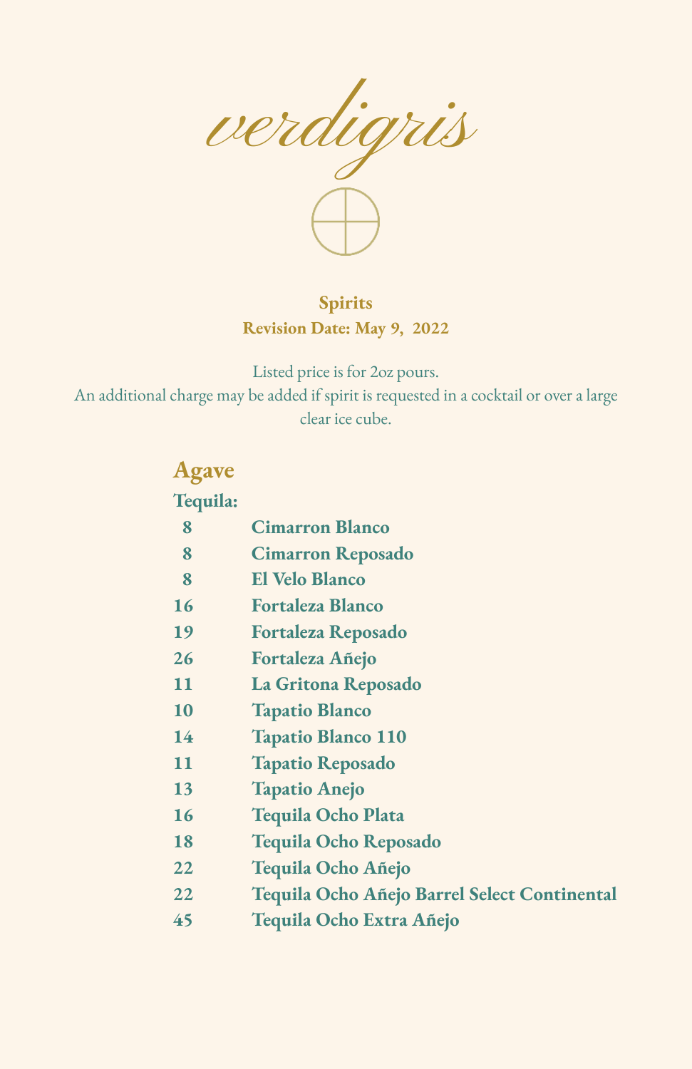# *verdigris*

**Spirits**
**Revision Date: May 9, 2022**

Listed price is for 2oz pours.
An additional charge may be added if spirit is requested in a cocktail or over a large clear ice cube.

## Agave

### Tequila:

| | |
|---|---|
| 8 | Cimarron Blanco |
| 8 | Cimarron Reposado |
| 8 | El Velo Blanco |
| 16 | Fortaleza Blanco |
| 19 | Fortaleza Reposado |
| 26 | Fortaleza Añejo |
| 11 | La Gritona Reposado |
| 10 | Tapatio Blanco |
| 14 | Tapatio Blanco 110 |
| 11 | Tapatio Reposado |
| 13 | Tapatio Anejo |
| 16 | Tequila Ocho Plata |
| 18 | Tequila Ocho Reposado |
| 22 | Tequila Ocho Añejo |
| 22 | Tequila Ocho Añejo Barrel Select Continental |
| 45 | Tequila Ocho Extra Añejo |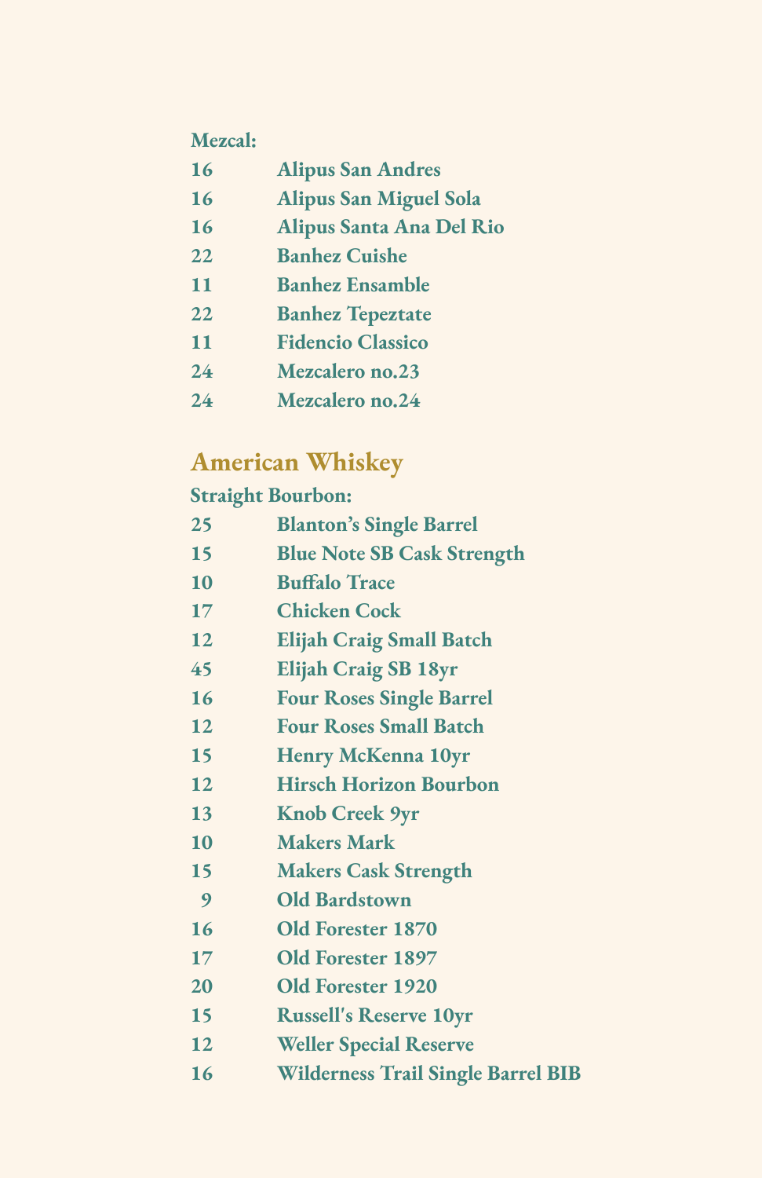**Mezcal:**

| | |
|---|---|
| 16 | Alipus San Andres |
| 16 | Alipus San Miguel Sola |
| 16 | Alipus Santa Ana Del Rio |
| 22 | Banhez Cuishe |
| 11 | Banhez Ensamble |
| 22 | Banhez Tepeztate |
| 11 | Fidencio Classico |
| 24 | Mezcalero no.23 |
| 24 | Mezcalero no.24 |

## American Whiskey

**Straight Bourbon:**

| | |
|---|---|
| 25 | Blanton's Single Barrel |
| 15 | Blue Note SB Cask Strength |
| 10 | Buffalo Trace |
| 17 | Chicken Cock |
| 12 | Elijah Craig Small Batch |
| 45 | Elijah Craig SB 18yr |
| 16 | Four Roses Single Barrel |
| 12 | Four Roses Small Batch |
| 15 | Henry McKenna 10yr |
| 12 | Hirsch Horizon Bourbon |
| 13 | Knob Creek 9yr |
| 10 | Makers Mark |
| 15 | Makers Cask Strength |
| 9 | Old Bardstown |
| 16 | Old Forester 1870 |
| 17 | Old Forester 1897 |
| 20 | Old Forester 1920 |
| 15 | Russell's Reserve 10yr |
| 12 | Weller Special Reserve |
| 16 | Wilderness Trail Single Barrel BIB |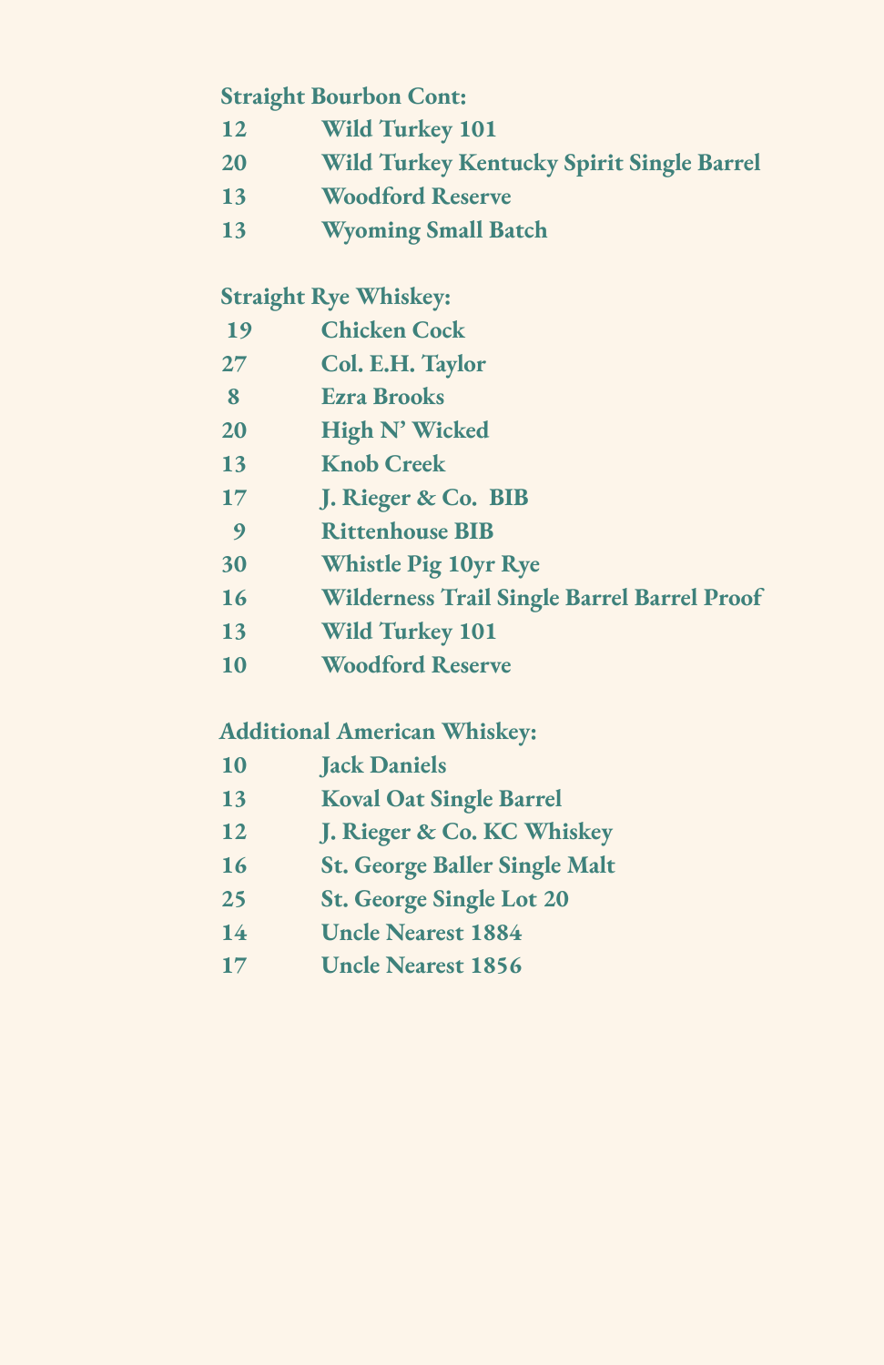**Straight Bourbon Cont:**

**12 Wild Turkey 101**

**20 Wild Turkey Kentucky Spirit Single Barrel**

**13 Woodford Reserve**

**13 Wyoming Small Batch**

**Straight Rye Whiskey:**

**19 Chicken Cock**

**27 Col. E.H. Taylor**

**8 Ezra Brooks**

**20 High N' Wicked**

**13 Knob Creek**

**17 J. Rieger & Co. BIB**

**9 Rittenhouse BIB**

**30 Whistle Pig 10yr Rye**

**16 Wilderness Trail Single Barrel Barrel Proof**

**13 Wild Turkey 101**

**10 Woodford Reserve**

**Additional American Whiskey:**

**10 Jack Daniels**

**13 Koval Oat Single Barrel**

**12 J. Rieger & Co. KC Whiskey**

**16 St. George Baller Single Malt**

**25 St. George Single Lot 20**

**14 Uncle Nearest 1884**

**17 Uncle Nearest 1856**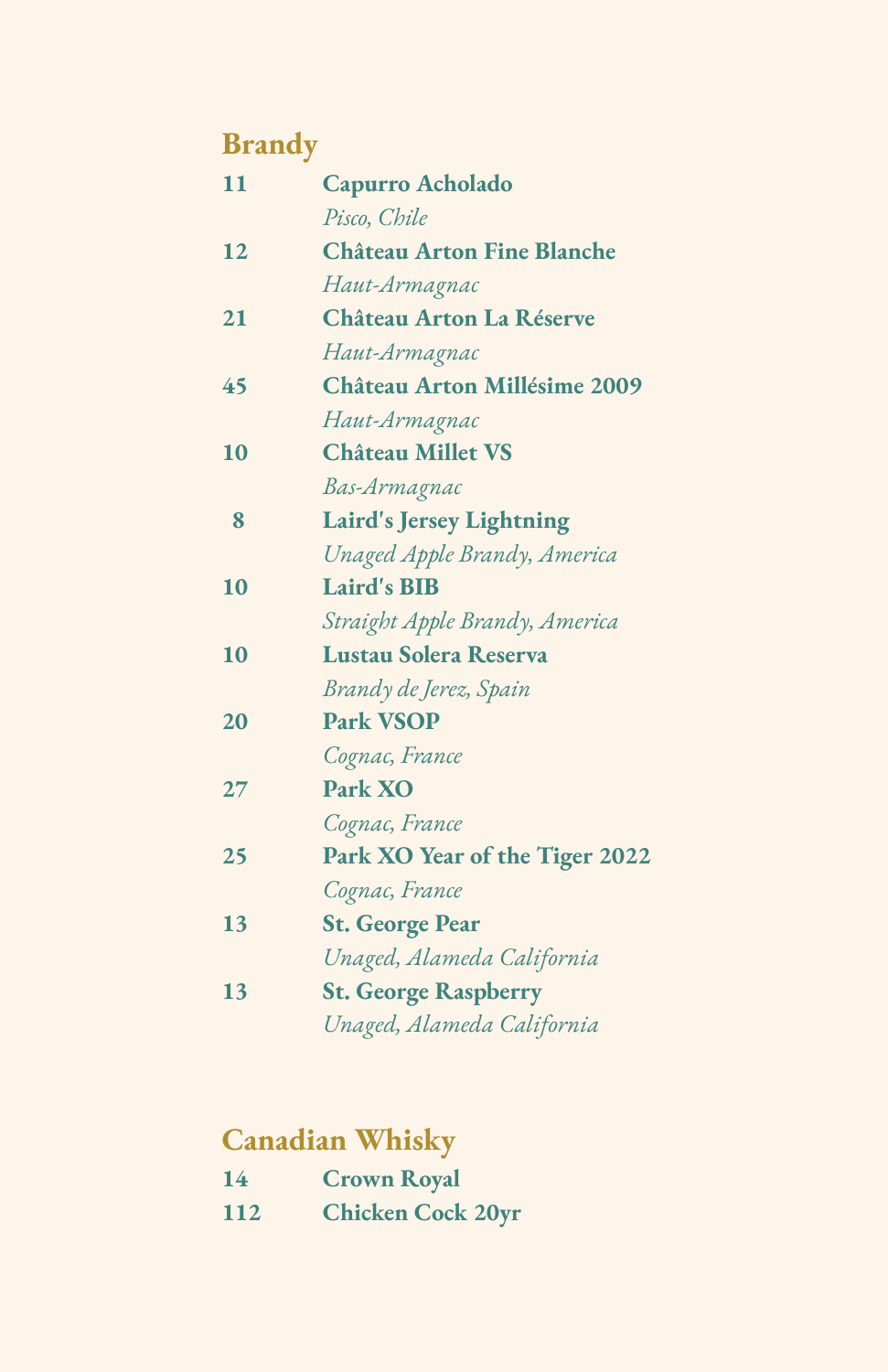## Brandy

**11** **Capurro Acholado**
*Pisco, Chile*

**12** **Château Arton Fine Blanche**
*Haut-Armagnac*

**21** **Château Arton La Réserve**
*Haut-Armagnac*

**45** **Château Arton Millésime 2009**
*Haut-Armagnac*

**10** **Château Millet VS**
*Bas-Armagnac*

**8** **Laird's Jersey Lightning**
*Unaged Apple Brandy, America*

**10** **Laird's BIB**
*Straight Apple Brandy, America*

**10** **Lustau Solera Reserva**
*Brandy de Jerez, Spain*

**20** **Park VSOP**
*Cognac, France*

**27** **Park XO**
*Cognac, France*

**25** **Park XO Year of the Tiger 2022**
*Cognac, France*

**13** **St. George Pear**
*Unaged, Alameda California*

**13** **St. George Raspberry**
*Unaged, Alameda California*

## Canadian Whisky

**14** **Crown Royal**

**112** **Chicken Cock 20yr**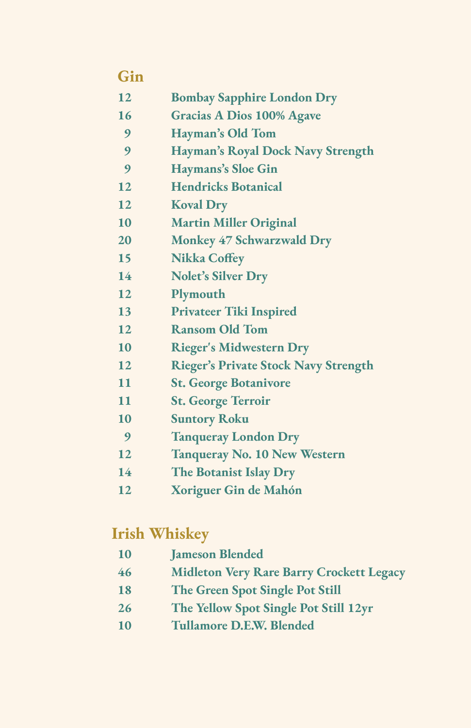## Gin

| | |
|---|---|
| 12 | Bombay Sapphire London Dry |
| 16 | Gracias A Dios 100% Agave |
| 9 | Hayman's Old Tom |
| 9 | Hayman's Royal Dock Navy Strength |
| 9 | Haymans's Sloe Gin |
| 12 | Hendricks Botanical |
| 12 | Koval Dry |
| 10 | Martin Miller Original |
| 20 | Monkey 47 Schwarzwald Dry |
| 15 | Nikka Coffey |
| 14 | Nolet's Silver Dry |
| 12 | Plymouth |
| 13 | Privateer Tiki Inspired |
| 12 | Ransom Old Tom |
| 10 | Rieger's Midwestern Dry |
| 12 | Rieger's Private Stock Navy Strength |
| 11 | St. George Botanivore |
| 11 | St. George Terroir |
| 10 | Suntory Roku |
| 9 | Tanqueray London Dry |
| 12 | Tanqueray No. 10 New Western |
| 14 | The Botanist Islay Dry |
| 12 | Xoriguer Gin de Mahón |

## Irish Whiskey

| | |
|---|---|
| 10 | Jameson Blended |
| 46 | Midleton Very Rare Barry Crockett Legacy |
| 18 | The Green Spot Single Pot Still |
| 26 | The Yellow Spot Single Pot Still 12yr |
| 10 | Tullamore D.E.W. Blended |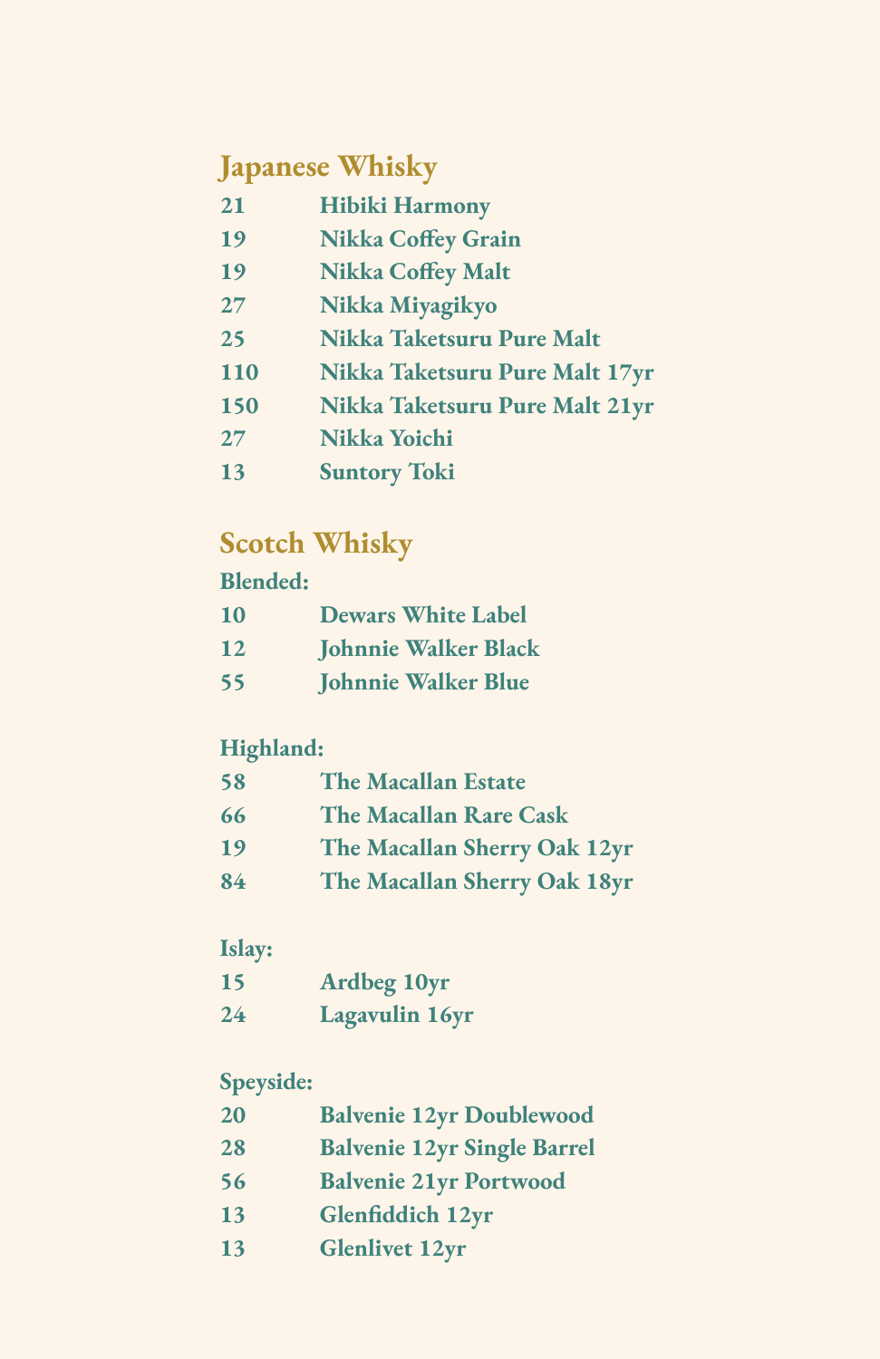## Japanese Whisky

| | |
|---|---|
| 21 | Hibiki Harmony |
| 19 | Nikka Coffey Grain |
| 19 | Nikka Coffey Malt |
| 27 | Nikka Miyagikyo |
| 25 | Nikka Taketsuru Pure Malt |
| 110 | Nikka Taketsuru Pure Malt 17yr |
| 150 | Nikka Taketsuru Pure Malt 21yr |
| 27 | Nikka Yoichi |
| 13 | Suntory Toki |

## Scotch Whisky

**Blended:**

| | |
|---|---|
| 10 | Dewars White Label |
| 12 | Johnnie Walker Black |
| 55 | Johnnie Walker Blue |

**Highland:**

| | |
|---|---|
| 58 | The Macallan Estate |
| 66 | The Macallan Rare Cask |
| 19 | The Macallan Sherry Oak 12yr |
| 84 | The Macallan Sherry Oak 18yr |

**Islay:**

| | |
|---|---|
| 15 | Ardbeg 10yr |
| 24 | Lagavulin 16yr |

**Speyside:**

| | |
|---|---|
| 20 | Balvenie 12yr Doublewood |
| 28 | Balvenie 12yr Single Barrel |
| 56 | Balvenie 21yr Portwood |
| 13 | Glenfiddich 12yr |
| 13 | Glenlivet 12yr |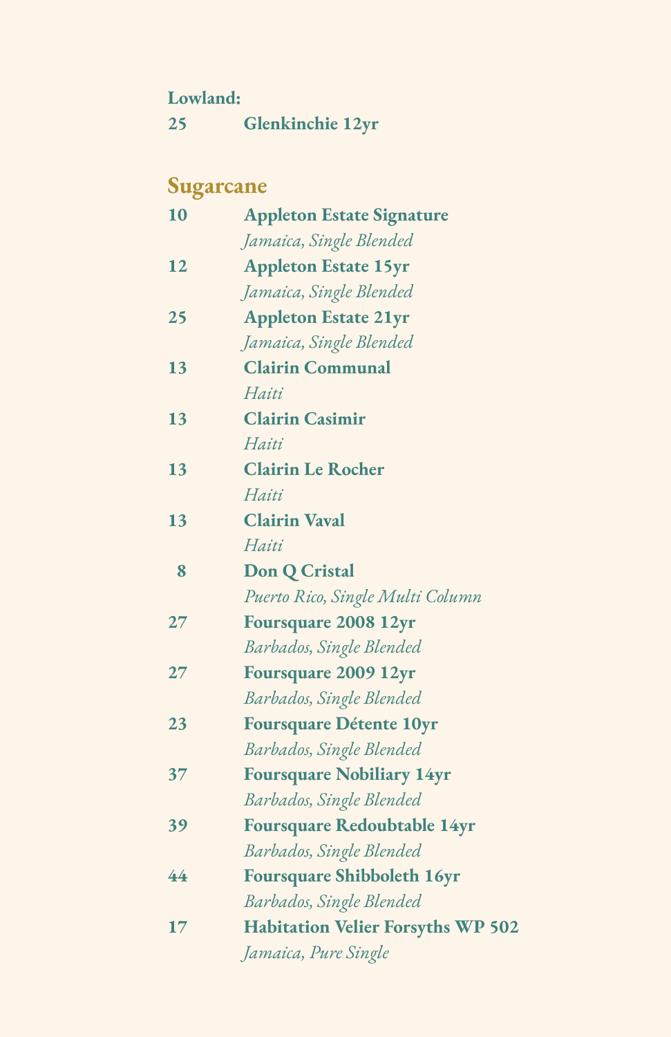**Lowland:**

**25** **Glenkinchie 12yr**

## Sugarcane

**10** **Appleton Estate Signature**
*Jamaica, Single Blended*

**12** **Appleton Estate 15yr**
*Jamaica, Single Blended*

**25** **Appleton Estate 21yr**
*Jamaica, Single Blended*

**13** **Clairin Communal**
*Haiti*

**13** **Clairin Casimir**
*Haiti*

**13** **Clairin Le Rocher**
*Haiti*

**13** **Clairin Vaval**
*Haiti*

**8** **Don Q Cristal**
*Puerto Rico, Single Multi Column*

**27** **Foursquare 2008 12yr**
*Barbados, Single Blended*

**27** **Foursquare 2009 12yr**
*Barbados, Single Blended*

**23** **Foursquare Détente 10yr**
*Barbados, Single Blended*

**37** **Foursquare Nobiliary 14yr**
*Barbados, Single Blended*

**39** **Foursquare Redoubtable 14yr**
*Barbados, Single Blended*

**44** **Foursquare Shibboleth 16yr**
*Barbados, Single Blended*

**17** **Habitation Velier Forsyths WP 502**
*Jamaica, Pure Single*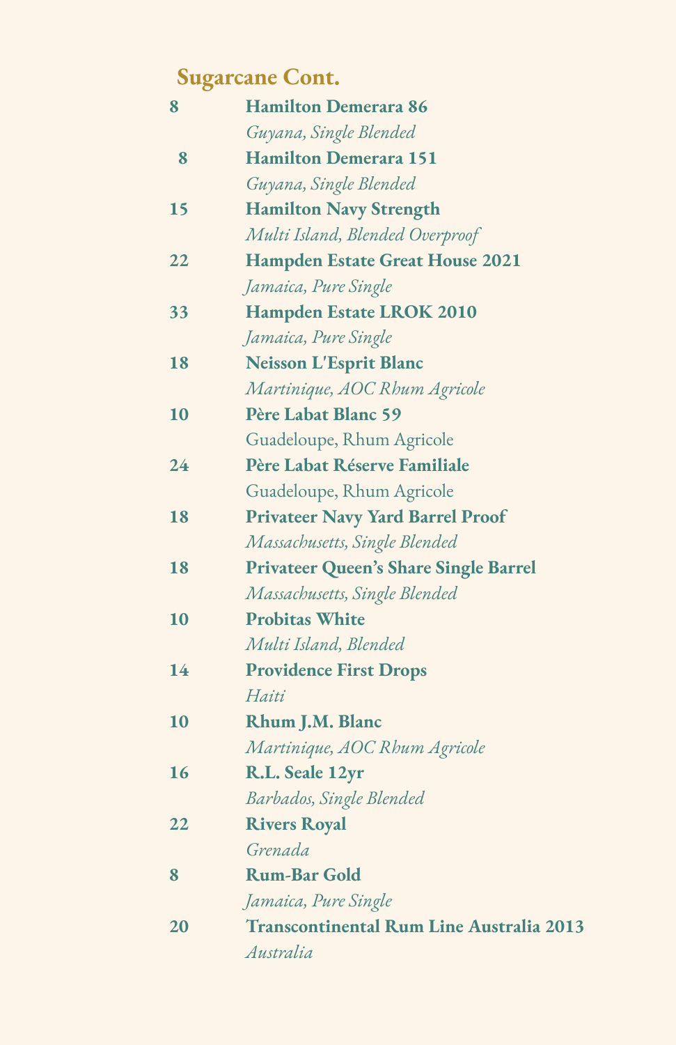## Sugarcane Cont.

8 **Hamilton Demerara 86**
*Guyana, Single Blended*

8 **Hamilton Demerara 151**
*Guyana, Single Blended*

15 **Hamilton Navy Strength**
*Multi Island, Blended Overproof*

22 **Hampden Estate Great House 2021**
*Jamaica, Pure Single*

33 **Hampden Estate LROK 2010**
*Jamaica, Pure Single*

18 **Neisson L'Esprit Blanc**
*Martinique, AOC Rhum Agricole*

10 **Père Labat Blanc 59**
Guadeloupe, Rhum Agricole

24 **Père Labat Réserve Familiale**
Guadeloupe, Rhum Agricole

18 **Privateer Navy Yard Barrel Proof**
*Massachusetts, Single Blended*

18 **Privateer Queen's Share Single Barrel**
*Massachusetts, Single Blended*

10 **Probitas White**
*Multi Island, Blended*

14 **Providence First Drops**
*Haiti*

10 **Rhum J.M. Blanc**
*Martinique, AOC Rhum Agricole*

16 **R.L. Seale 12yr**
*Barbados, Single Blended*

22 **Rivers Royal**
*Grenada*

8 **Rum-Bar Gold**
*Jamaica, Pure Single*

20 **Transcontinental Rum Line Australia 2013**
*Australia*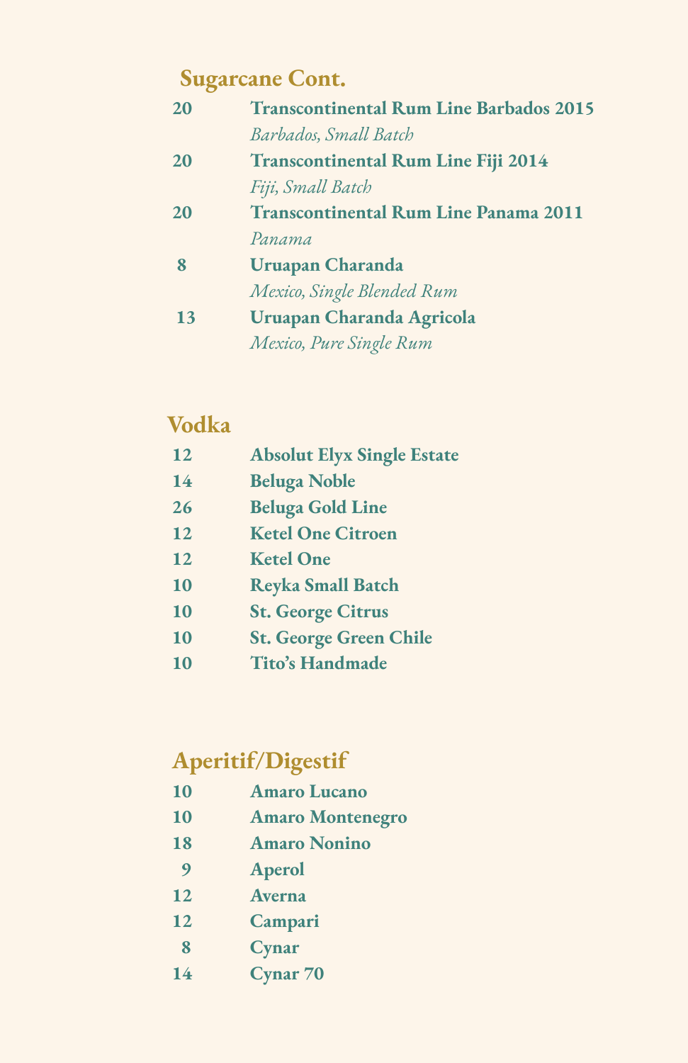## Sugarcane Cont.

**20** **Transcontinental Rum Line Barbados 2015**
*Barbados, Small Batch*

**20** **Transcontinental Rum Line Fiji 2014**
*Fiji, Small Batch*

**20** **Transcontinental Rum Line Panama 2011**
*Panama*

**8** **Uruapan Charanda**
*Mexico, Single Blended Rum*

**13** **Uruapan Charanda Agricola**
*Mexico, Pure Single Rum*

## Vodka

**12** **Absolut Elyx Single Estate**
**14** **Beluga Noble**
**26** **Beluga Gold Line**
**12** **Ketel One Citroen**
**12** **Ketel One**
**10** **Reyka Small Batch**
**10** **St. George Citrus**
**10** **St. George Green Chile**
**10** **Tito's Handmade**

## Aperitif/Digestif

**10** **Amaro Lucano**
**10** **Amaro Montenegro**
**18** **Amaro Nonino**
**9** **Aperol**
**12** **Averna**
**12** **Campari**
**8** **Cynar**
**14** **Cynar 70**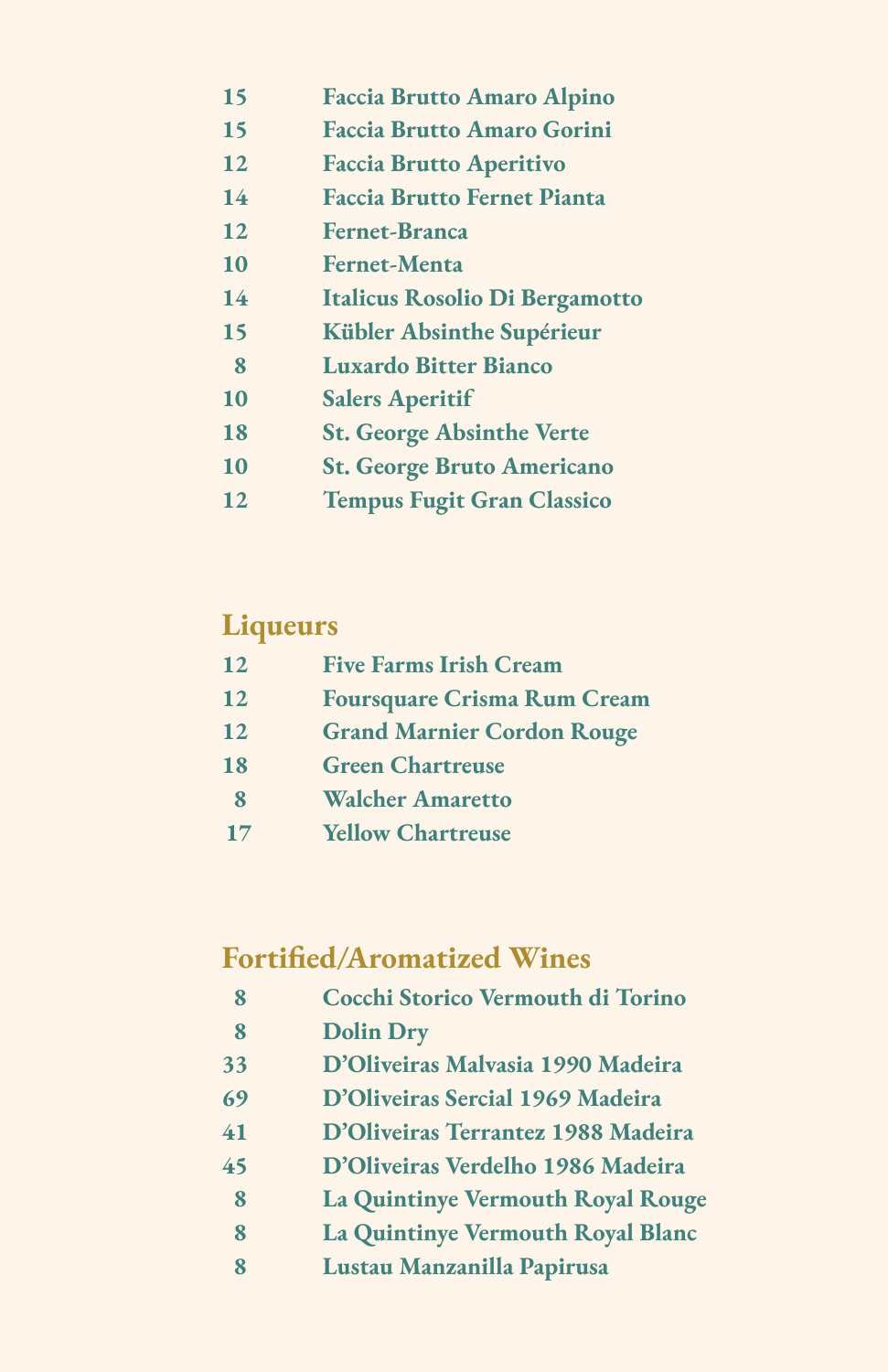15 **Faccia Brutto Amaro Alpino**
15 **Faccia Brutto Amaro Gorini**
12 **Faccia Brutto Aperitivo**
14 **Faccia Brutto Fernet Pianta**
12 **Fernet-Branca**
10 **Fernet-Menta**
14 **Italicus Rosolio Di Bergamotto**
15 **Kübler Absinthe Supérieur**
8 **Luxardo Bitter Bianco**
10 **Salers Aperitif**
18 **St. George Absinthe Verte**
10 **St. George Bruto Americano**
12 **Tempus Fugit Gran Classico**

## Liqueurs

12 **Five Farms Irish Cream**
12 **Foursquare Crisma Rum Cream**
12 **Grand Marnier Cordon Rouge**
18 **Green Chartreuse**
8 **Walcher Amaretto**
17 **Yellow Chartreuse**

## Fortified/Aromatized Wines

8 **Cocchi Storico Vermouth di Torino**
8 **Dolin Dry**
33 **D'Oliveiras Malvasia 1990 Madeira**
69 **D'Oliveiras Sercial 1969 Madeira**
41 **D'Oliveiras Terrantez 1988 Madeira**
45 **D'Oliveiras Verdelho 1986 Madeira**
8 **La Quintinye Vermouth Royal Rouge**
8 **La Quintinye Vermouth Royal Blanc**
8 **Lustau Manzanilla Papirusa**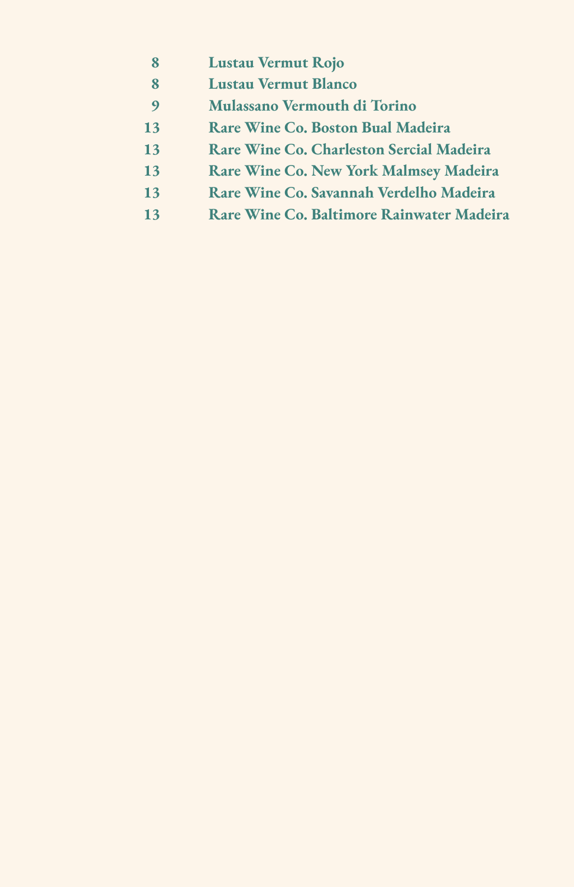| | |
|---|---|
| 8 | **Lustau Vermut Rojo** |
| 8 | **Lustau Vermut Blanco** |
| 9 | **Mulassano Vermouth di Torino** |
| 13 | **Rare Wine Co. Boston Bual Madeira** |
| 13 | **Rare Wine Co. Charleston Sercial Madeira** |
| 13 | **Rare Wine Co. New York Malmsey Madeira** |
| 13 | **Rare Wine Co. Savannah Verdelho Madeira** |
| 13 | **Rare Wine Co. Baltimore Rainwater Madeira** |